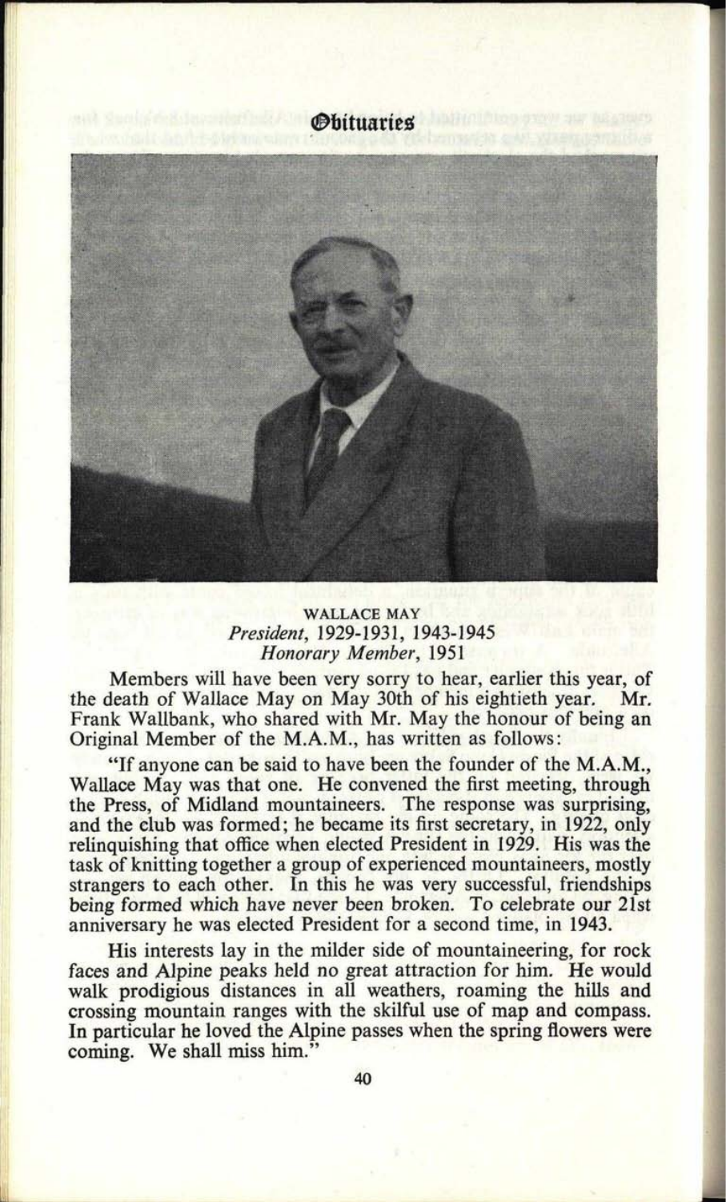# Obituaries

**WALLACE MAY**
*President*, 1929-1931, 1943-1945
*Honorary Member*, 1951

Members will have been very sorry to hear, earlier this year, of the death of Wallace May on May 30th of his eightieth year. Mr. Frank Wallbank, who shared with Mr. May the honour of being an Original Member of the M.A.M., has written as follows:

"If anyone can be said to have been the founder of the M.A.M., Wallace May was that one. He convened the first meeting, through the Press, of Midland mountaineers. The response was surprising, and the club was formed; he became its first secretary, in 1922, only relinquishing that office when elected President in 1929. His was the task of knitting together a group of experienced mountaineers, mostly strangers to each other. In this he was very successful, friendships being formed which have never been broken. To celebrate our 21st anniversary he was elected President for a second time, in 1943.

His interests lay in the milder side of mountaineering, for rock faces and Alpine peaks held no great attraction for him. He would walk prodigious distances in all weathers, roaming the hills and crossing mountain ranges with the skilful use of map and compass. In particular he loved the Alpine passes when the spring flowers were coming. We shall miss him."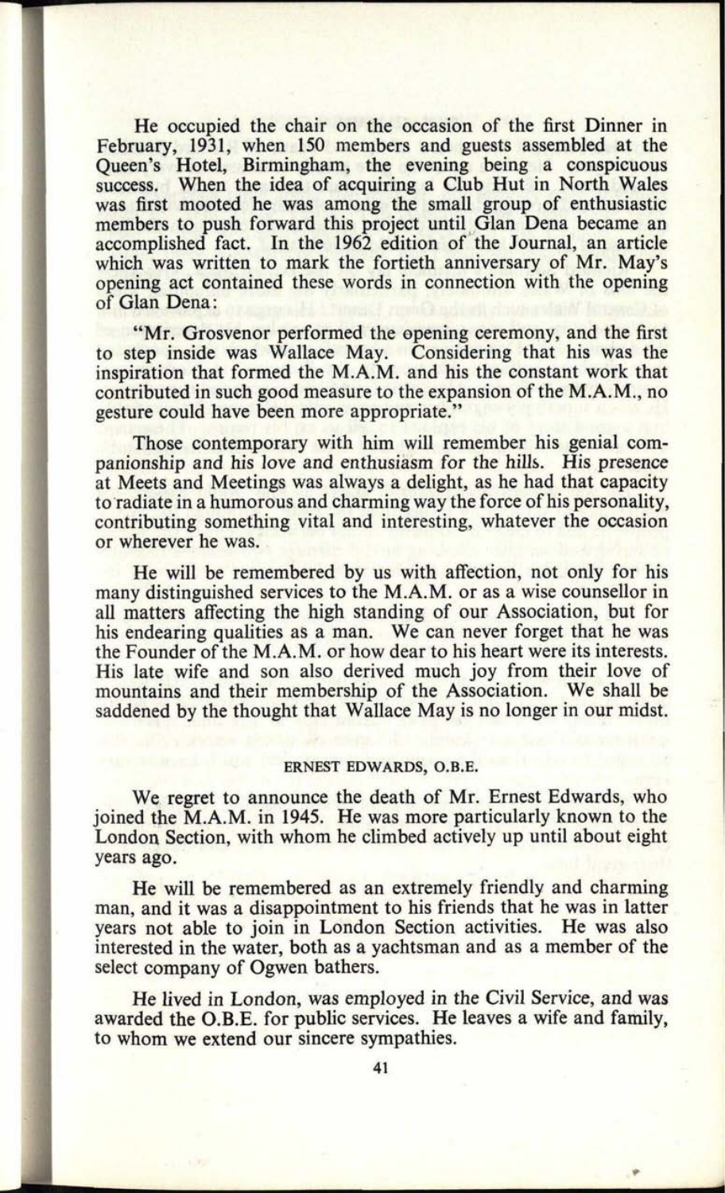He occupied the chair on the occasion of the first Dinner in February, 1931, when 150 members and guests assembled at the Queen's Hotel, Birmingham, the evening being a conspicuous success. When the idea of acquiring a Club Hut in North Wales was first mooted he was among the small group of enthusiastic members to push forward this project until Glan Dena became an accomplished fact. In the 1962 edition of the Journal, an article which was written to mark the fortieth anniversary of Mr. May's opening act contained these words in connection with the opening of Glan Dena:

"Mr. Grosvenor performed the opening ceremony, and the first to step inside was Wallace May. Considering that his was the inspiration that formed the M.A.M. and his the constant work that contributed in such good measure to the expansion of the M.A.M., no gesture could have been more appropriate."

Those contemporary with him will remember his genial companionship and his love and enthusiasm for the hills. His presence at Meets and Meetings was always a delight, as he had that capacity to radiate in a humorous and charming way the force of his personality, contributing something vital and interesting, whatever the occasion or wherever he was.

He will be remembered by us with affection, not only for his many distinguished services to the M.A.M. or as a wise counsellor in all matters affecting the high standing of our Association, but for his endearing qualities as a man. We can never forget that he was the Founder of the M.A.M. or how dear to his heart were its interests. His late wife and son also derived much joy from their love of mountains and their membership of the Association. We shall be saddened by the thought that Wallace May is no longer in our midst.

### ERNEST EDWARDS, O.B.E.

We regret to announce the death of Mr. Ernest Edwards, who joined the M.A.M. in 1945. He was more particularly known to the London Section, with whom he climbed actively up until about eight years ago.

He will be remembered as an extremely friendly and charming man, and it was a disappointment to his friends that he was in latter years not able to join in London Section activities. He was also interested in the water, both as a yachtsman and as a member of the select company of Ogwen bathers.

He lived in London, was employed in the Civil Service, and was awarded the O.B.E. for public services. He leaves a wife and family, to whom we extend our sincere sympathies.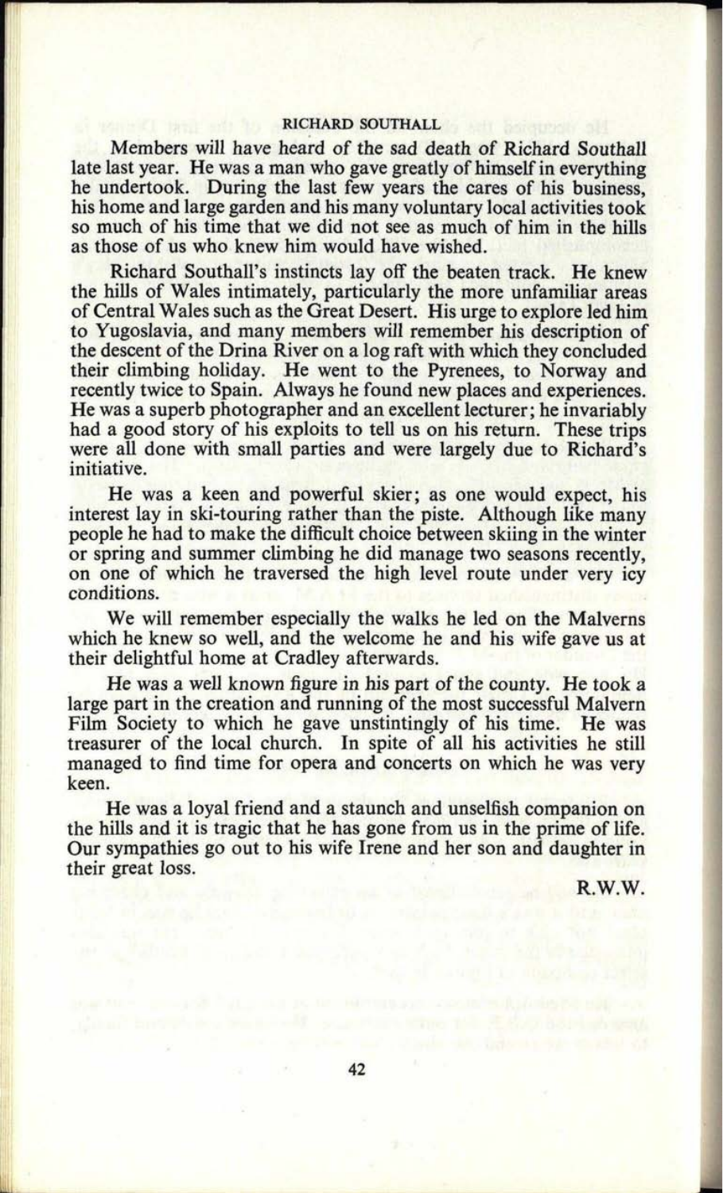## RICHARD SOUTHALL

Members will have heard of the sad death of Richard Southall late last year. He was a man who gave greatly of himself in everything he undertook. During the last few years the cares of his business, his home and large garden and his many voluntary local activities took so much of his time that we did not see as much of him in the hills as those of us who knew him would have wished.

Richard Southall's instincts lay off the beaten track. He knew the hills of Wales intimately, particularly the more unfamiliar areas of Central Wales such as the Great Desert. His urge to explore led him to Yugoslavia, and many members will remember his description of the descent of the Drina River on a log raft with which they concluded their climbing holiday. He went to the Pyrenees, to Norway and recently twice to Spain. Always he found new places and experiences. He was a superb photographer and an excellent lecturer; he invariably had a good story of his exploits to tell us on his return. These trips were all done with small parties and were largely due to Richard's initiative.

He was a keen and powerful skier; as one would expect, his interest lay in ski-touring rather than the piste. Although like many people he had to make the difficult choice between skiing in the winter or spring and summer climbing he did manage two seasons recently, on one of which he traversed the high level route under very icy conditions.

We will remember especially the walks he led on the Malverns which he knew so well, and the welcome he and his wife gave us at their delightful home at Cradley afterwards.

He was a well known figure in his part of the county. He took a large part in the creation and running of the most successful Malvern Film Society to which he gave unstintingly of his time. He was treasurer of the local church. In spite of all his activities he still managed to find time for opera and concerts on which he was very keen.

He was a loyal friend and a staunch and unselfish companion on the hills and it is tragic that he has gone from us in the prime of life. Our sympathies go out to his wife Irene and her son and daughter in their great loss.

R.W.W.